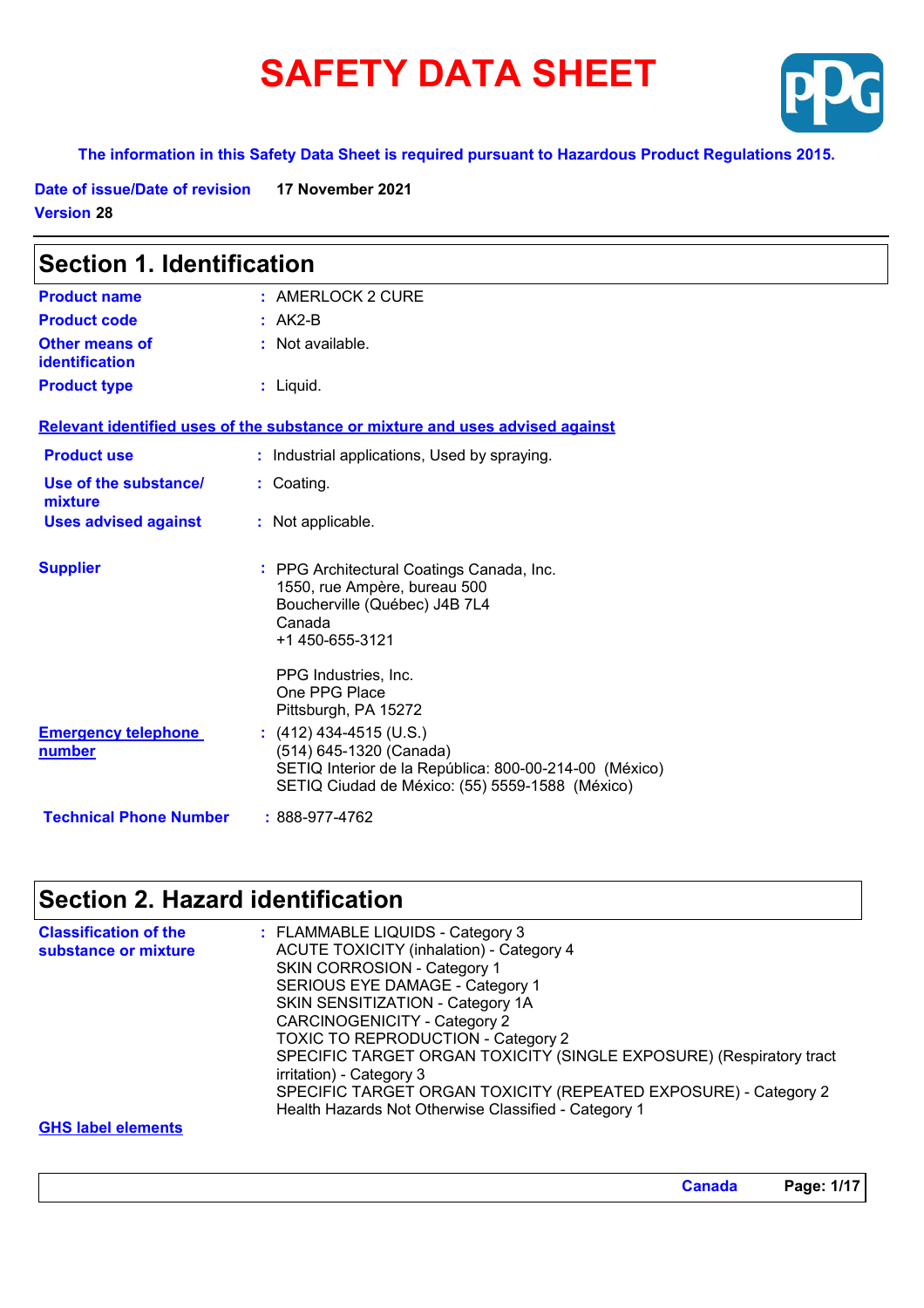# SAFETY DATA SHEET

**The information in this Safety Data Sheet is required pursuant to Hazardous Product Regulations 2015.**

**Date of issue/Date of revision** **17 November 2021**
**Version 28**

## Section 1. Identification

| | | |
|---|---|---|
| **Product name** | : | AMERLOCK 2 CURE |
| **Product code** | : | AK2-B |
| **Other means of identification** | : | Not available. |
| **Product type** | : | Liquid. |

**Relevant identified uses of the substance or mixture and uses advised against**

| | | |
|---|---|---|
| **Product use** | : | Industrial applications, Used by spraying. |
| **Use of the substance/ mixture** | : | Coating. |
| **Uses advised against** | : | Not applicable. |

**Supplier** : PPG Architectural Coatings Canada, Inc.
1550, rue Ampère, bureau 500
Boucherville (Québec) J4B 7L4
Canada
+1 450-655-3121

PPG Industries, Inc.
One PPG Place
Pittsburgh, PA 15272

**Emergency telephone number** : (412) 434-4515 (U.S.)
(514) 645-1320 (Canada)
SETIQ Interior de la República: 800-00-214-00 (México)
SETIQ Ciudad de México: (55) 5559-1588 (México)

**Technical Phone Number** : 888-977-4762

## Section 2. Hazard identification

**Classification of the substance or mixture** : FLAMMABLE LIQUIDS - Category 3
ACUTE TOXICITY (inhalation) - Category 4
SKIN CORROSION - Category 1
SERIOUS EYE DAMAGE - Category 1
SKIN SENSITIZATION - Category 1A
CARCINOGENICITY - Category 2
TOXIC TO REPRODUCTION - Category 2
SPECIFIC TARGET ORGAN TOXICITY (SINGLE EXPOSURE) (Respiratory tract irritation) - Category 3
SPECIFIC TARGET ORGAN TOXICITY (REPEATED EXPOSURE) - Category 2
Health Hazards Not Otherwise Classified - Category 1

**GHS label elements**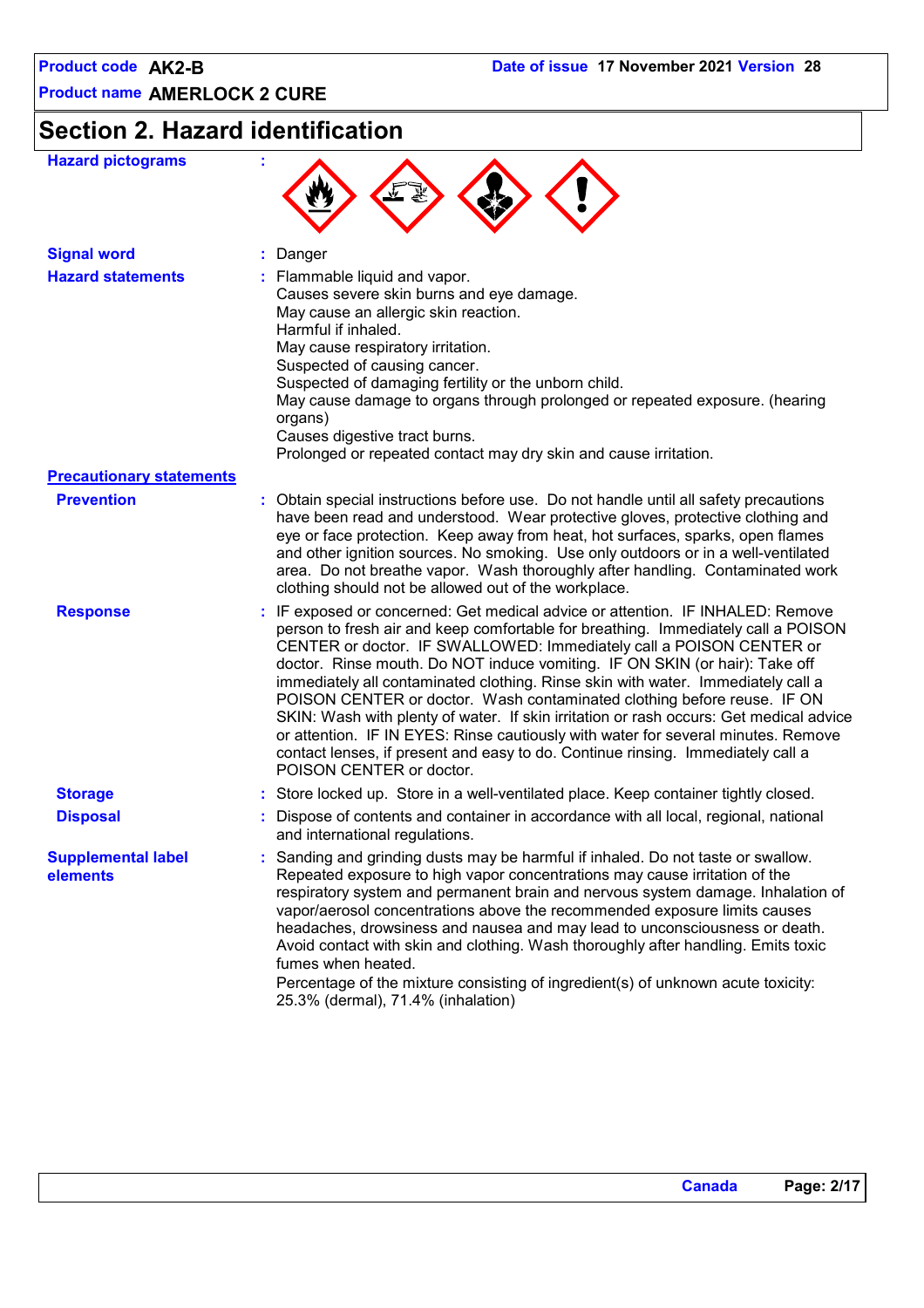## Section 2. Hazard identification

**Hazard pictograms** :

**Signal word** : Danger

**Hazard statements** : Flammable liquid and vapor.
Causes severe skin burns and eye damage.
May cause an allergic skin reaction.
Harmful if inhaled.
May cause respiratory irritation.
Suspected of causing cancer.
Suspected of damaging fertility or the unborn child.
May cause damage to organs through prolonged or repeated exposure. (hearing organs)
Causes digestive tract burns.
Prolonged or repeated contact may dry skin and cause irritation.

**Precautionary statements**

**Prevention** : Obtain special instructions before use. Do not handle until all safety precautions have been read and understood. Wear protective gloves, protective clothing and eye or face protection. Keep away from heat, hot surfaces, sparks, open flames and other ignition sources. No smoking. Use only outdoors or in a well-ventilated area. Do not breathe vapor. Wash thoroughly after handling. Contaminated work clothing should not be allowed out of the workplace.

**Response** : IF exposed or concerned: Get medical advice or attention. IF INHALED: Remove person to fresh air and keep comfortable for breathing. Immediately call a POISON CENTER or doctor. IF SWALLOWED: Immediately call a POISON CENTER or doctor. Rinse mouth. Do NOT induce vomiting. IF ON SKIN (or hair): Take off immediately all contaminated clothing. Rinse skin with water. Immediately call a POISON CENTER or doctor. Wash contaminated clothing before reuse. IF ON SKIN: Wash with plenty of water. If skin irritation or rash occurs: Get medical advice or attention. IF IN EYES: Rinse cautiously with water for several minutes. Remove contact lenses, if present and easy to do. Continue rinsing. Immediately call a POISON CENTER or doctor.

**Storage** : Store locked up. Store in a well-ventilated place. Keep container tightly closed.

**Disposal** : Dispose of contents and container in accordance with all local, regional, national and international regulations.

**Supplemental label elements** : Sanding and grinding dusts may be harmful if inhaled. Do not taste or swallow. Repeated exposure to high vapor concentrations may cause irritation of the respiratory system and permanent brain and nervous system damage. Inhalation of vapor/aerosol concentrations above the recommended exposure limits causes headaches, drowsiness and nausea and may lead to unconsciousness or death. Avoid contact with skin and clothing. Wash thoroughly after handling. Emits toxic fumes when heated.
Percentage of the mixture consisting of ingredient(s) of unknown acute toxicity: 25.3% (dermal), 71.4% (inhalation)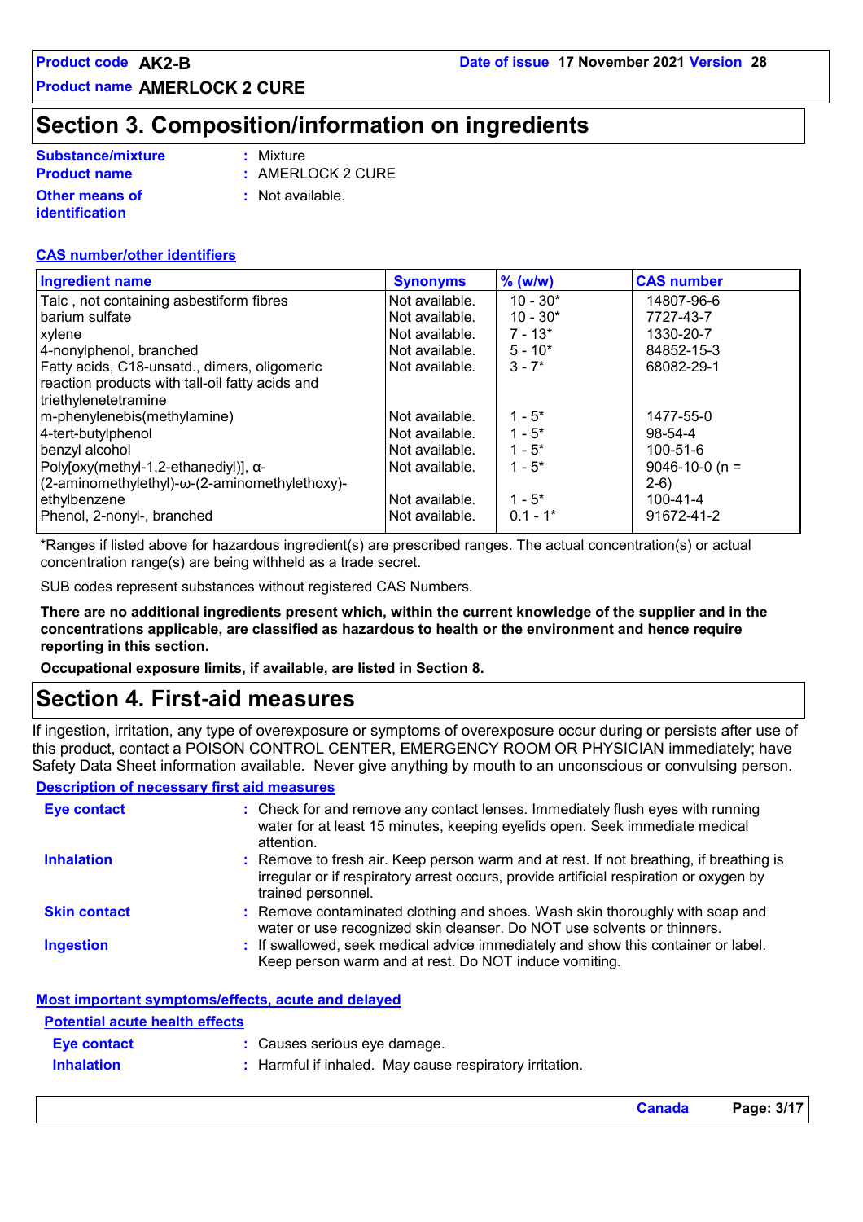# Section 3. Composition/information on ingredients

**Substance/mixture** : Mixture

**Product name** : AMERLOCK 2 CURE

**Other means of identification** : Not available.

**CAS number/other identifiers**

| Ingredient name | Synonyms | % (w/w) | CAS number |
|---|---|---|---|
| Talc , not containing asbestiform fibres | Not available. | 10 - 30* | 14807-96-6 |
| barium sulfate | Not available. | 10 - 30* | 7727-43-7 |
| xylene | Not available. | 7 - 13* | 1330-20-7 |
| 4-nonylphenol, branched | Not available. | 5 - 10* | 84852-15-3 |
| Fatty acids, C18-unsatd., dimers, oligomeric reaction products with tall-oil fatty acids and triethylenetetramine | Not available. | 3 - 7* | 68082-29-1 |
| m-phenylenebis(methylamine) | Not available. | 1 - 5* | 1477-55-0 |
| 4-tert-butylphenol | Not available. | 1 - 5* | 98-54-4 |
| benzyl alcohol | Not available. | 1 - 5* | 100-51-6 |
| Poly[oxy(methyl-1,2-ethanediyl)], α-(2-aminomethylethyl)-ω-(2-aminomethylethoxy)- | Not available. | 1 - 5* | 9046-10-0 (n = 2-6) |
| ethylbenzene | Not available. | 1 - 5* | 100-41-4 |
| Phenol, 2-nonyl-, branched | Not available. | 0.1 - 1* | 91672-41-2 |

*Ranges if listed above for hazardous ingredient(s) are prescribed ranges. The actual concentration(s) or actual concentration range(s) are being withheld as a trade secret.

SUB codes represent substances without registered CAS Numbers.

**There are no additional ingredients present which, within the current knowledge of the supplier and in the concentrations applicable, are classified as hazardous to health or the environment and hence require reporting in this section.**

**Occupational exposure limits, if available, are listed in Section 8.**

# Section 4. First-aid measures

If ingestion, irritation, any type of overexposure or symptoms of overexposure occur during or persists after use of this product, contact a POISON CONTROL CENTER, EMERGENCY ROOM OR PHYSICIAN immediately; have Safety Data Sheet information available. Never give anything by mouth to an unconscious or convulsing person.

**Description of necessary first aid measures**

**Eye contact** : Check for and remove any contact lenses. Immediately flush eyes with running water for at least 15 minutes, keeping eyelids open. Seek immediate medical attention.

**Inhalation** : Remove to fresh air. Keep person warm and at rest. If not breathing, if breathing is irregular or if respiratory arrest occurs, provide artificial respiration or oxygen by trained personnel.

**Skin contact** : Remove contaminated clothing and shoes. Wash skin thoroughly with soap and water or use recognized skin cleanser. Do NOT use solvents or thinners.

**Ingestion** : If swallowed, seek medical advice immediately and show this container or label. Keep person warm and at rest. Do NOT induce vomiting.

**Most important symptoms/effects, acute and delayed**

**Potential acute health effects**

**Eye contact** : Causes serious eye damage.

**Inhalation** : Harmful if inhaled. May cause respiratory irritation.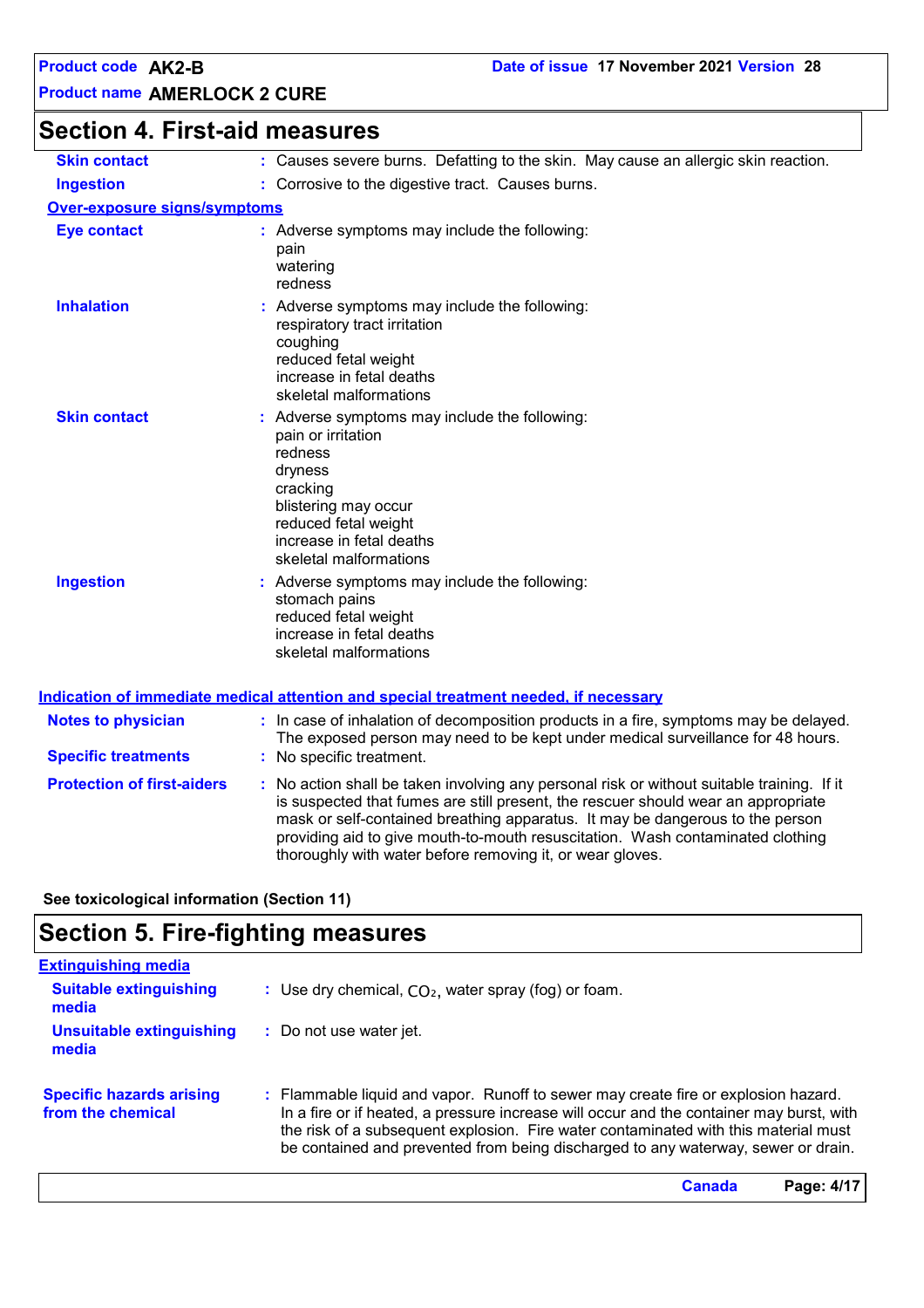## Section 4. First-aid measures

**Skin contact** : Causes severe burns. Defatting to the skin. May cause an allergic skin reaction.

**Ingestion** : Corrosive to the digestive tract. Causes burns.

**Over-exposure signs/symptoms**

**Eye contact** : Adverse symptoms may include the following:
pain
watering
redness

**Inhalation** : Adverse symptoms may include the following:
respiratory tract irritation
coughing
reduced fetal weight
increase in fetal deaths
skeletal malformations

**Skin contact** : Adverse symptoms may include the following:
pain or irritation
redness
dryness
cracking
blistering may occur
reduced fetal weight
increase in fetal deaths
skeletal malformations

**Ingestion** : Adverse symptoms may include the following:
stomach pains
reduced fetal weight
increase in fetal deaths
skeletal malformations

**Indication of immediate medical attention and special treatment needed, if necessary**

**Notes to physician** : In case of inhalation of decomposition products in a fire, symptoms may be delayed. The exposed person may need to be kept under medical surveillance for 48 hours.

**Specific treatments** : No specific treatment.

**Protection of first-aiders** : No action shall be taken involving any personal risk or without suitable training. If it is suspected that fumes are still present, the rescuer should wear an appropriate mask or self-contained breathing apparatus. It may be dangerous to the person providing aid to give mouth-to-mouth resuscitation. Wash contaminated clothing thoroughly with water before removing it, or wear gloves.

**See toxicological information (Section 11)**

## Section 5. Fire-fighting measures

**Extinguishing media**

**Suitable extinguishing media** : Use dry chemical, $CO_2$, water spray (fog) or foam.

**Unsuitable extinguishing media** : Do not use water jet.

**Specific hazards arising from the chemical** : Flammable liquid and vapor. Runoff to sewer may create fire or explosion hazard. In a fire or if heated, a pressure increase will occur and the container may burst, with the risk of a subsequent explosion. Fire water contaminated with this material must be contained and prevented from being discharged to any waterway, sewer or drain.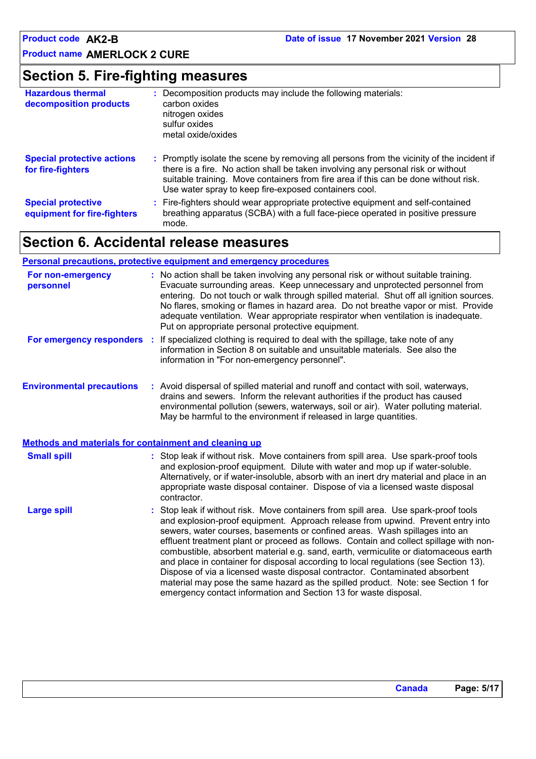## Section 5. Fire-fighting measures

**Hazardous thermal decomposition products** : Decomposition products may include the following materials:
carbon oxides
nitrogen oxides
sulfur oxides
metal oxide/oxides

**Special protective actions for fire-fighters** : Promptly isolate the scene by removing all persons from the vicinity of the incident if there is a fire. No action shall be taken involving any personal risk or without suitable training. Move containers from fire area if this can be done without risk. Use water spray to keep fire-exposed containers cool.

**Special protective equipment for fire-fighters** : Fire-fighters should wear appropriate protective equipment and self-contained breathing apparatus (SCBA) with a full face-piece operated in positive pressure mode.

## Section 6. Accidental release measures

### Personal precautions, protective equipment and emergency procedures

**For non-emergency personnel** : No action shall be taken involving any personal risk or without suitable training. Evacuate surrounding areas. Keep unnecessary and unprotected personnel from entering. Do not touch or walk through spilled material. Shut off all ignition sources. No flares, smoking or flames in hazard area. Do not breathe vapor or mist. Provide adequate ventilation. Wear appropriate respirator when ventilation is inadequate. Put on appropriate personal protective equipment.

**For emergency responders** : If specialized clothing is required to deal with the spillage, take note of any information in Section 8 on suitable and unsuitable materials. See also the information in "For non-emergency personnel".

**Environmental precautions** : Avoid dispersal of spilled material and runoff and contact with soil, waterways, drains and sewers. Inform the relevant authorities if the product has caused environmental pollution (sewers, waterways, soil or air). Water polluting material. May be harmful to the environment if released in large quantities.

### Methods and materials for containment and cleaning up

**Small spill** : Stop leak if without risk. Move containers from spill area. Use spark-proof tools and explosion-proof equipment. Dilute with water and mop up if water-soluble. Alternatively, or if water-insoluble, absorb with an inert dry material and place in an appropriate waste disposal container. Dispose of via a licensed waste disposal contractor.

**Large spill** : Stop leak if without risk. Move containers from spill area. Use spark-proof tools and explosion-proof equipment. Approach release from upwind. Prevent entry into sewers, water courses, basements or confined areas. Wash spillages into an effluent treatment plant or proceed as follows. Contain and collect spillage with non-combustible, absorbent material e.g. sand, earth, vermiculite or diatomaceous earth and place in container for disposal according to local regulations (see Section 13). Dispose of via a licensed waste disposal contractor. Contaminated absorbent material may pose the same hazard as the spilled product. Note: see Section 1 for emergency contact information and Section 13 for waste disposal.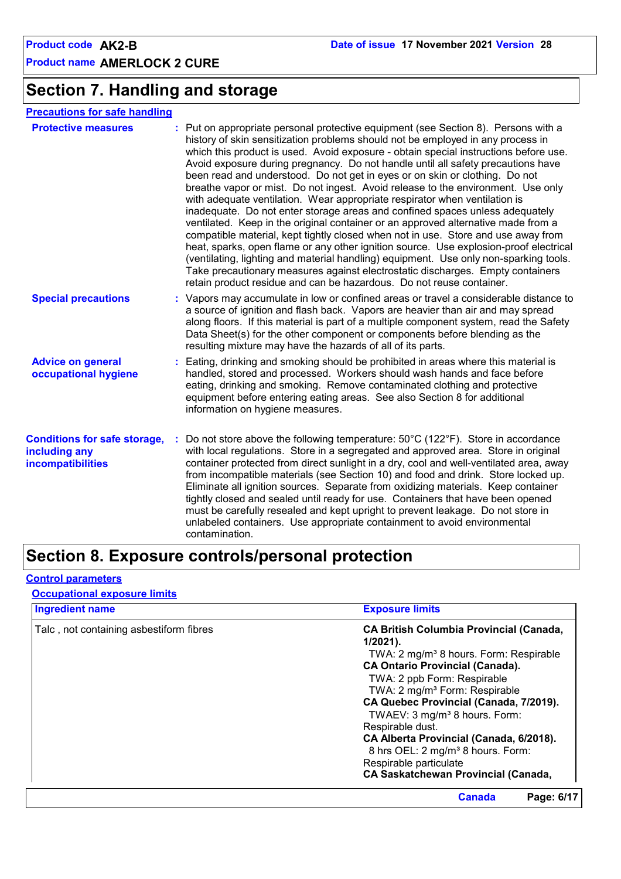# Section 7. Handling and storage

## Precautions for safe handling

**Protective measures** : Put on appropriate personal protective equipment (see Section 8). Persons with a history of skin sensitization problems should not be employed in any process in which this product is used. Avoid exposure - obtain special instructions before use. Avoid exposure during pregnancy. Do not handle until all safety precautions have been read and understood. Do not get in eyes or on skin or clothing. Do not breathe vapor or mist. Do not ingest. Avoid release to the environment. Use only with adequate ventilation. Wear appropriate respirator when ventilation is inadequate. Do not enter storage areas and confined spaces unless adequately ventilated. Keep in the original container or an approved alternative made from a compatible material, kept tightly closed when not in use. Store and use away from heat, sparks, open flame or any other ignition source. Use explosion-proof electrical (ventilating, lighting and material handling) equipment. Use only non-sparking tools. Take precautionary measures against electrostatic discharges. Empty containers retain product residue and can be hazardous. Do not reuse container.

**Special precautions** : Vapors may accumulate in low or confined areas or travel a considerable distance to a source of ignition and flash back. Vapors are heavier than air and may spread along floors. If this material is part of a multiple component system, read the Safety Data Sheet(s) for the other component or components before blending as the resulting mixture may have the hazards of all of its parts.

**Advice on general occupational hygiene** : Eating, drinking and smoking should be prohibited in areas where this material is handled, stored and processed. Workers should wash hands and face before eating, drinking and smoking. Remove contaminated clothing and protective equipment before entering eating areas. See also Section 8 for additional information on hygiene measures.

**Conditions for safe storage, including any incompatibilities** : Do not store above the following temperature: 50°C (122°F). Store in accordance with local regulations. Store in a segregated and approved area. Store in original container protected from direct sunlight in a dry, cool and well-ventilated area, away from incompatible materials (see Section 10) and food and drink. Store locked up. Eliminate all ignition sources. Separate from oxidizing materials. Keep container tightly closed and sealed until ready for use. Containers that have been opened must be carefully resealed and kept upright to prevent leakage. Do not store in unlabeled containers. Use appropriate containment to avoid environmental contamination.

# Section 8. Exposure controls/personal protection

## Control parameters

### Occupational exposure limits

| Ingredient name | Exposure limits |
|---|---|
| Talc , not containing asbestiform fibres | **CA British Columbia Provincial (Canada, 1/2021).**<br>TWA: 2 mg/m³ 8 hours. Form: Respirable<br>**CA Ontario Provincial (Canada).**<br>TWA: 2 ppb Form: Respirable<br>TWA: 2 mg/m³ Form: Respirable<br>**CA Quebec Provincial (Canada, 7/2019).**<br>TWAEV: 3 mg/m³ 8 hours. Form: Respirable dust.<br>**CA Alberta Provincial (Canada, 6/2018).**<br>8 hrs OEL: 2 mg/m³ 8 hours. Form: Respirable particulate<br>**CA Saskatchewan Provincial (Canada,** |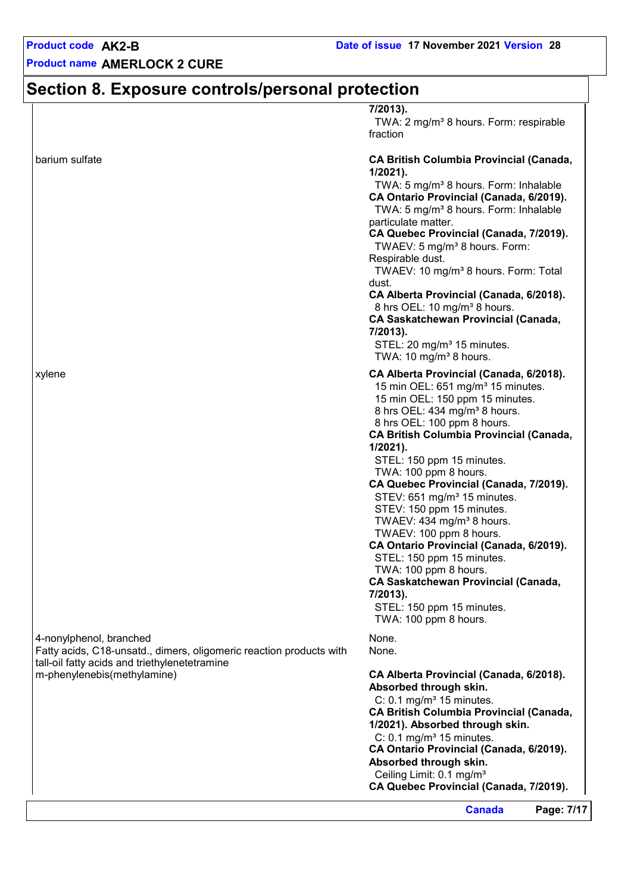## Section 8. Exposure controls/personal protection

| Ingredient name | Exposure limits |
|---|---|
| | **7/2013).**<br>TWA: 2 mg/m³ 8 hours. Form: respirable fraction |
| barium sulfate | **CA British Columbia Provincial (Canada, 1/2021).**<br>TWA: 5 mg/m³ 8 hours. Form: Inhalable<br>**CA Ontario Provincial (Canada, 6/2019).**<br>TWA: 5 mg/m³ 8 hours. Form: Inhalable particulate matter.<br>**CA Quebec Provincial (Canada, 7/2019).**<br>TWAEV: 5 mg/m³ 8 hours. Form: Respirable dust.<br>TWAEV: 10 mg/m³ 8 hours. Form: Total dust.<br>**CA Alberta Provincial (Canada, 6/2018).**<br>8 hrs OEL: 10 mg/m³ 8 hours.<br>**CA Saskatchewan Provincial (Canada, 7/2013).**<br>STEL: 20 mg/m³ 15 minutes.<br>TWA: 10 mg/m³ 8 hours. |
| xylene | **CA Alberta Provincial (Canada, 6/2018).**<br>15 min OEL: 651 mg/m³ 15 minutes.<br>15 min OEL: 150 ppm 15 minutes.<br>8 hrs OEL: 434 mg/m³ 8 hours.<br>8 hrs OEL: 100 ppm 8 hours.<br>**CA British Columbia Provincial (Canada, 1/2021).**<br>STEL: 150 ppm 15 minutes.<br>TWA: 100 ppm 8 hours.<br>**CA Quebec Provincial (Canada, 7/2019).**<br>STEV: 651 mg/m³ 15 minutes.<br>STEV: 150 ppm 15 minutes.<br>TWAEV: 434 mg/m³ 8 hours.<br>TWAEV: 100 ppm 8 hours.<br>**CA Ontario Provincial (Canada, 6/2019).**<br>STEL: 150 ppm 15 minutes.<br>TWA: 100 ppm 8 hours.<br>**CA Saskatchewan Provincial (Canada, 7/2013).**<br>STEL: 150 ppm 15 minutes.<br>TWA: 100 ppm 8 hours. |
| 4-nonylphenol, branched | None. |
| Fatty acids, C18-unsatd., dimers, oligomeric reaction products with tall-oil fatty acids and triethylenetetramine | None. |
| m-phenylenebis(methylamine) | **CA Alberta Provincial (Canada, 6/2018). Absorbed through skin.**<br>C: 0.1 mg/m³ 15 minutes.<br>**CA British Columbia Provincial (Canada, 1/2021). Absorbed through skin.**<br>C: 0.1 mg/m³ 15 minutes.<br>**CA Ontario Provincial (Canada, 6/2019). Absorbed through skin.**<br>Ceiling Limit: 0.1 mg/m³<br>**CA Quebec Provincial (Canada, 7/2019).** |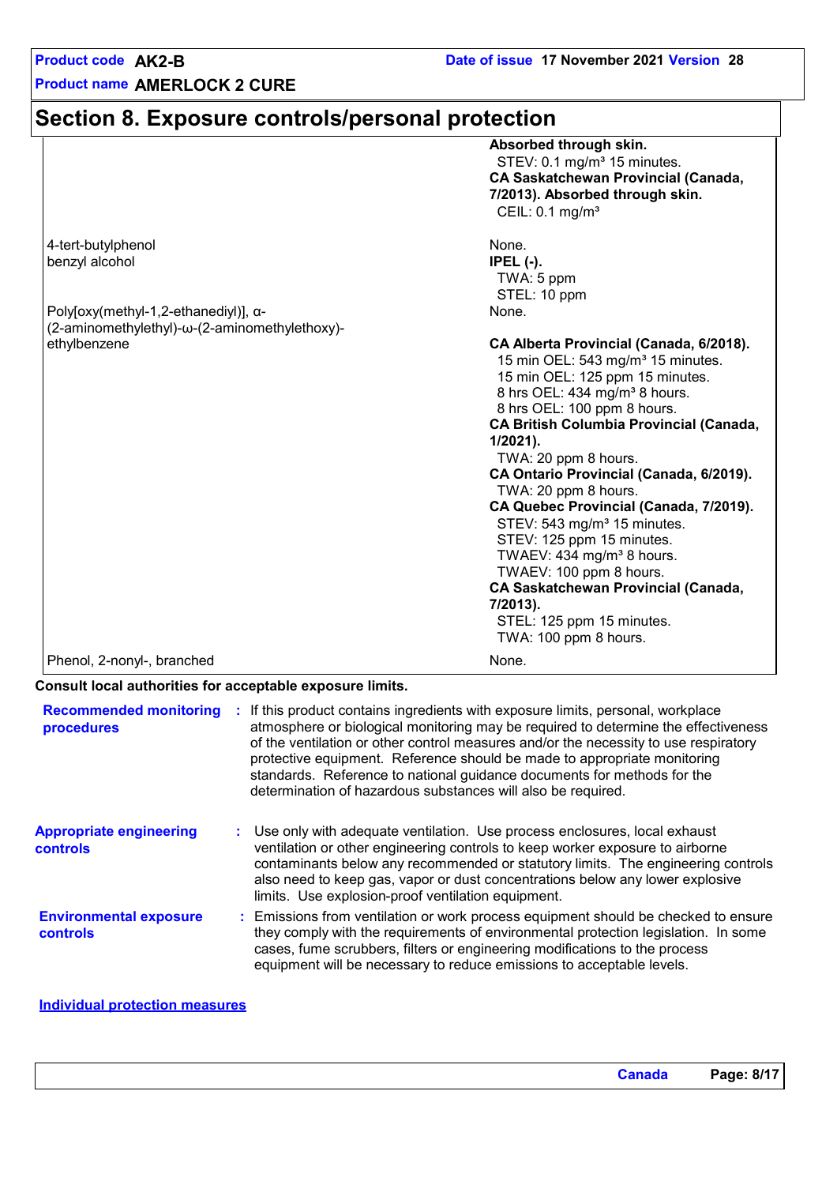# Section 8. Exposure controls/personal protection

| | |
|---|---|
| | **Absorbed through skin.**<br>STEV: 0.1 mg/m³ 15 minutes.<br>**CA Saskatchewan Provincial (Canada, 7/2013). Absorbed through skin.**<br>CEIL: 0.1 mg/m³ |
| 4-tert-butylphenol | None. |
| benzyl alcohol | **IPEL (-).**<br>TWA: 5 ppm<br>STEL: 10 ppm |
| Poly[oxy(methyl-1,2-ethanediyl)], α-(2-aminomethylethyl)-ω-(2-aminomethylethoxy)- | None. |
| ethylbenzene | **CA Alberta Provincial (Canada, 6/2018).**<br>15 min OEL: 543 mg/m³ 15 minutes.<br>15 min OEL: 125 ppm 15 minutes.<br>8 hrs OEL: 434 mg/m³ 8 hours.<br>8 hrs OEL: 100 ppm 8 hours.<br>**CA British Columbia Provincial (Canada, 1/2021).**<br>TWA: 20 ppm 8 hours.<br>**CA Ontario Provincial (Canada, 6/2019).**<br>TWA: 20 ppm 8 hours.<br>**CA Quebec Provincial (Canada, 7/2019).**<br>STEV: 543 mg/m³ 15 minutes.<br>STEV: 125 ppm 15 minutes.<br>TWAEV: 434 mg/m³ 8 hours.<br>TWAEV: 100 ppm 8 hours.<br>**CA Saskatchewan Provincial (Canada, 7/2013).**<br>STEL: 125 ppm 15 minutes.<br>TWA: 100 ppm 8 hours. |
| Phenol, 2-nonyl-, branched | None. |

**Consult local authorities for acceptable exposure limits.**

**Recommended monitoring procedures** : If this product contains ingredients with exposure limits, personal, workplace atmosphere or biological monitoring may be required to determine the effectiveness of the ventilation or other control measures and/or the necessity to use respiratory protective equipment. Reference should be made to appropriate monitoring standards. Reference to national guidance documents for methods for the determination of hazardous substances will also be required.

**Appropriate engineering controls** : Use only with adequate ventilation. Use process enclosures, local exhaust ventilation or other engineering controls to keep worker exposure to airborne contaminants below any recommended or statutory limits. The engineering controls also need to keep gas, vapor or dust concentrations below any lower explosive limits. Use explosion-proof ventilation equipment.

**Environmental exposure controls** : Emissions from ventilation or work process equipment should be checked to ensure they comply with the requirements of environmental protection legislation. In some cases, fume scrubbers, filters or engineering modifications to the process equipment will be necessary to reduce emissions to acceptable levels.

**Individual protection measures**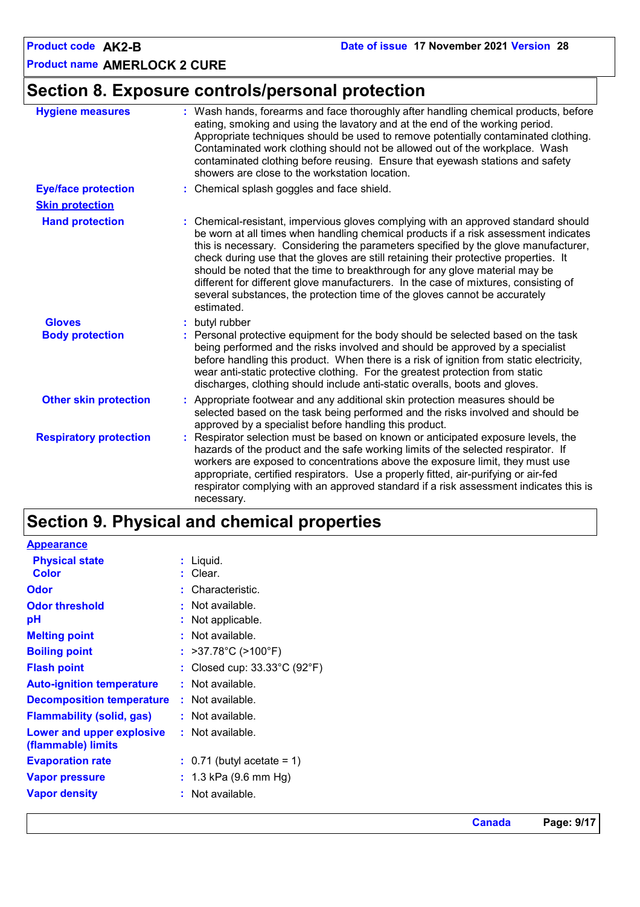## Section 8. Exposure controls/personal protection

**Hygiene measures** : Wash hands, forearms and face thoroughly after handling chemical products, before eating, smoking and using the lavatory and at the end of the working period. Appropriate techniques should be used to remove potentially contaminated clothing. Contaminated work clothing should not be allowed out of the workplace. Wash contaminated clothing before reusing. Ensure that eyewash stations and safety showers are close to the workstation location.

**Eye/face protection** : Chemical splash goggles and face shield.

**Skin protection**

**Hand protection** : Chemical-resistant, impervious gloves complying with an approved standard should be worn at all times when handling chemical products if a risk assessment indicates this is necessary. Considering the parameters specified by the glove manufacturer, check during use that the gloves are still retaining their protective properties. It should be noted that the time to breakthrough for any glove material may be different for different glove manufacturers. In the case of mixtures, consisting of several substances, the protection time of the gloves cannot be accurately estimated.

**Gloves** : butyl rubber

**Body protection** : Personal protective equipment for the body should be selected based on the task being performed and the risks involved and should be approved by a specialist before handling this product. When there is a risk of ignition from static electricity, wear anti-static protective clothing. For the greatest protection from static discharges, clothing should include anti-static overalls, boots and gloves.

**Other skin protection** : Appropriate footwear and any additional skin protection measures should be selected based on the task being performed and the risks involved and should be approved by a specialist before handling this product.

**Respiratory protection** : Respirator selection must be based on known or anticipated exposure levels, the hazards of the product and the safe working limits of the selected respirator. If workers are exposed to concentrations above the exposure limit, they must use appropriate, certified respirators. Use a properly fitted, air-purifying or air-fed respirator complying with an approved standard if a risk assessment indicates this is necessary.

## Section 9. Physical and chemical properties

**Appearance**

**Physical state** : Liquid.

**Color** : Clear.

**Odor** : Characteristic.

**Odor threshold** : Not available.

**pH** : Not applicable.

**Melting point** : Not available.

**Boiling point** : >37.78°C (>100°F)

**Flash point** : Closed cup: 33.33°C (92°F)

**Auto-ignition temperature** : Not available.

**Decomposition temperature** : Not available.

**Flammability (solid, gas)** : Not available.

**Lower and upper explosive (flammable) limits** : Not available.

**Evaporation rate** : 0.71 (butyl acetate = 1)

**Vapor pressure** : 1.3 kPa (9.6 mm Hg)

**Vapor density** : Not available.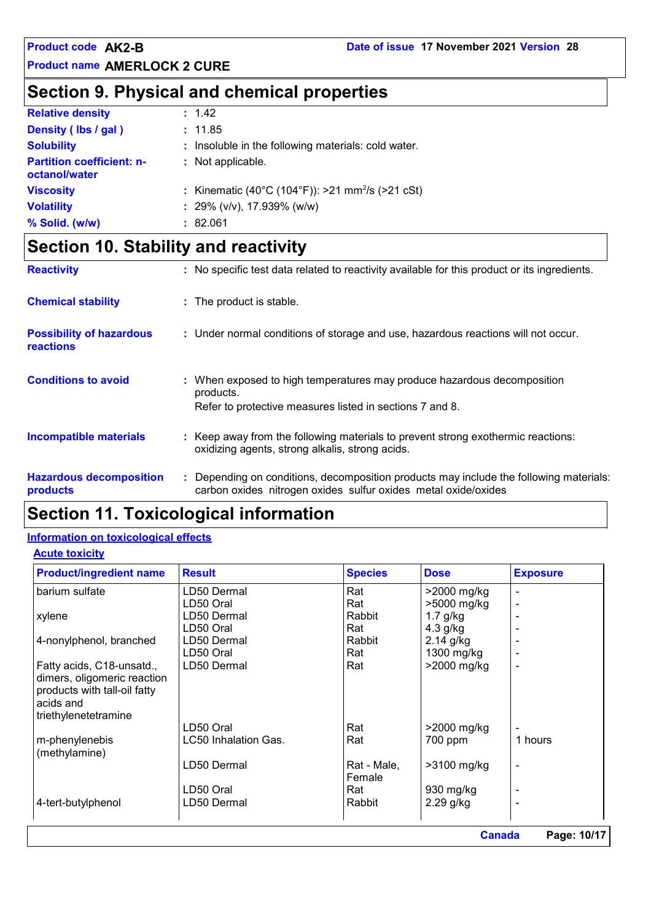## Section 9. Physical and chemical properties

**Relative density** : 1.42

**Density ( lbs / gal )** : 11.85

**Solubility** : Insoluble in the following materials: cold water.

**Partition coefficient: n-octanol/water** : Not applicable.

**Viscosity** : Kinematic (40°C (104°F)): >21 $mm^2/s$ (>21 cSt)

**Volatility** : 29% (v/v), 17.939% (w/w)

**% Solid. (w/w)** : 82.061

## Section 10. Stability and reactivity

**Reactivity** : No specific test data related to reactivity available for this product or its ingredients.

**Chemical stability** : The product is stable.

**Possibility of hazardous reactions** : Under normal conditions of storage and use, hazardous reactions will not occur.

**Conditions to avoid** : When exposed to high temperatures may produce hazardous decomposition products.
Refer to protective measures listed in sections 7 and 8.

**Incompatible materials** : Keep away from the following materials to prevent strong exothermic reactions: oxidizing agents, strong alkalis, strong acids.

**Hazardous decomposition products** : Depending on conditions, decomposition products may include the following materials: carbon oxides nitrogen oxides sulfur oxides metal oxide/oxides

## Section 11. Toxicological information

### Information on toxicological effects

#### Acute toxicity

| Product/ingredient name | Result | Species | Dose | Exposure |
|---|---|---|---|---|
| barium sulfate | LD50 Dermal | Rat | >2000 mg/kg | - |
| | LD50 Oral | Rat | >5000 mg/kg | - |
| xylene | LD50 Dermal | Rabbit | 1.7 g/kg | - |
| | LD50 Oral | Rat | 4.3 g/kg | - |
| 4-nonylphenol, branched | LD50 Dermal | Rabbit | 2.14 g/kg | - |
| | LD50 Oral | Rat | 1300 mg/kg | - |
| Fatty acids, C18-unsatd., dimers, oligomeric reaction products with tall-oil fatty acids and triethylenetetramine | LD50 Dermal | Rat | >2000 mg/kg | - |
| | LD50 Oral | Rat | >2000 mg/kg | - |
| m-phenylenebis (methylamine) | LC50 Inhalation Gas. | Rat | 700 ppm | 1 hours |
| | LD50 Dermal | Rat - Male, Female | >3100 mg/kg | - |
| | LD50 Oral | Rat | 930 mg/kg | - |
| 4-tert-butylphenol | LD50 Dermal | Rabbit | 2.29 g/kg | - |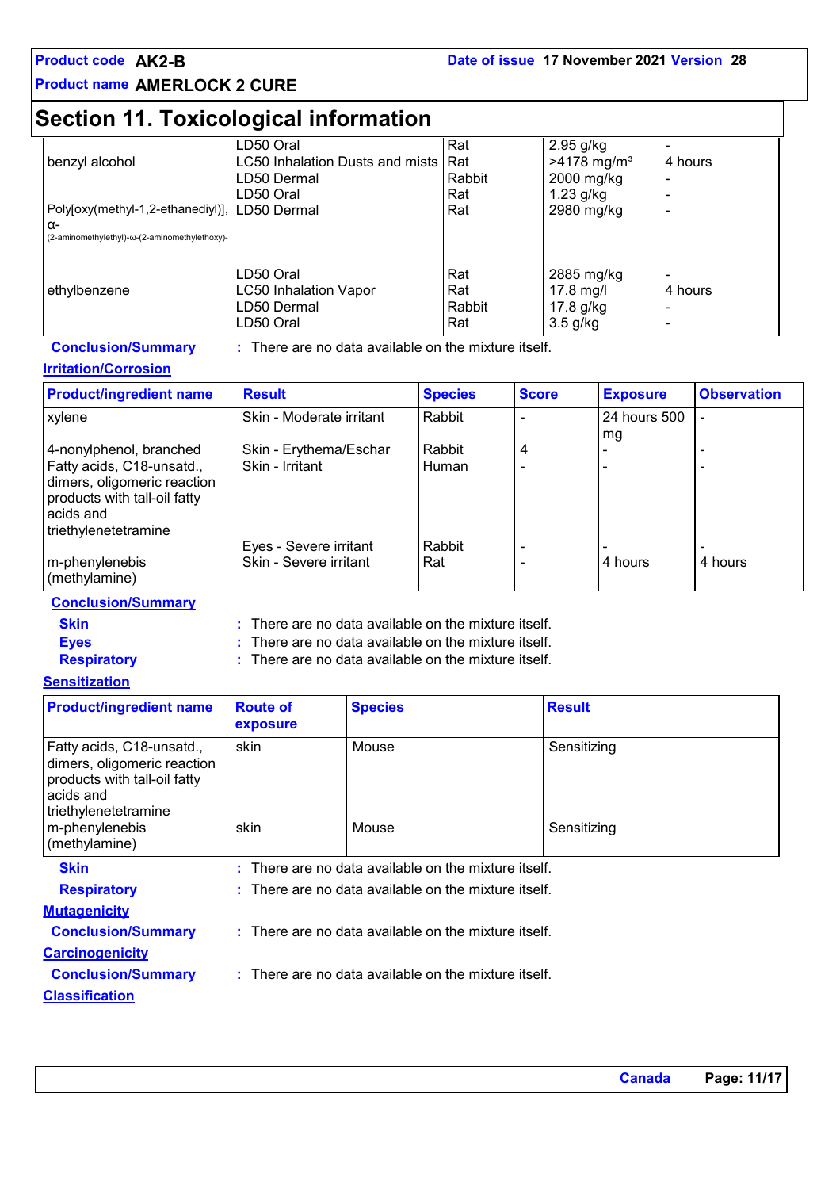## Section 11. Toxicological information

| | | | | |
|---|---|---|---|---|
| benzyl alcohol | LD50 Oral | Rat | 2.95 g/kg | - |
| | LC50 Inhalation Dusts and mists | Rat | >4178 mg/m³ | 4 hours |
| | LD50 Dermal | Rabbit | 2000 mg/kg | - |
| | LD50 Oral | Rat | 1.23 g/kg | - |
| Poly[oxy(methyl-1,2-ethanediyl)], α-(2-aminomethylethyl)-ω-(2-aminomethylethoxy)- | LD50 Dermal | Rat | 2980 mg/kg | - |
| ethylbenzene | LD50 Oral | Rat | 2885 mg/kg | - |
| | LC50 Inhalation Vapor | Rat | 17.8 mg/l | 4 hours |
| | LD50 Dermal | Rabbit | 17.8 g/kg | - |
| | LD50 Oral | Rat | 3.5 g/kg | - |

**Conclusion/Summary** : There are no data available on the mixture itself.

### Irritation/Corrosion

| Product/ingredient name | Result | Species | Score | Exposure | Observation |
|---|---|---|---|---|---|
| xylene | Skin - Moderate irritant | Rabbit | - | 24 hours 500 mg | - |
| 4-nonylphenol, branched | Skin - Erythema/Eschar | Rabbit | 4 | - | - |
| Fatty acids, C18-unsatd., dimers, oligomeric reaction products with tall-oil fatty acids and triethylenetetramine | Skin - Irritant | Human | - | - | - |
| | Eyes - Severe irritant | Rabbit | - | - | - |
| m-phenylenebis (methylamine) | Skin - Severe irritant | Rat | - | 4 hours | 4 hours |

**Conclusion/Summary**

**Skin** : There are no data available on the mixture itself.
**Eyes** : There are no data available on the mixture itself.
**Respiratory** : There are no data available on the mixture itself.

### Sensitization

| Product/ingredient name | Route of exposure | Species | Result |
|---|---|---|---|
| Fatty acids, C18-unsatd., dimers, oligomeric reaction products with tall-oil fatty acids and triethylenetetramine | skin | Mouse | Sensitizing |
| m-phenylenebis (methylamine) | skin | Mouse | Sensitizing |

**Skin** : There are no data available on the mixture itself.
**Respiratory** : There are no data available on the mixture itself.

### Mutagenicity

**Conclusion/Summary** : There are no data available on the mixture itself.

### Carcinogenicity

**Conclusion/Summary** : There are no data available on the mixture itself.

### Classification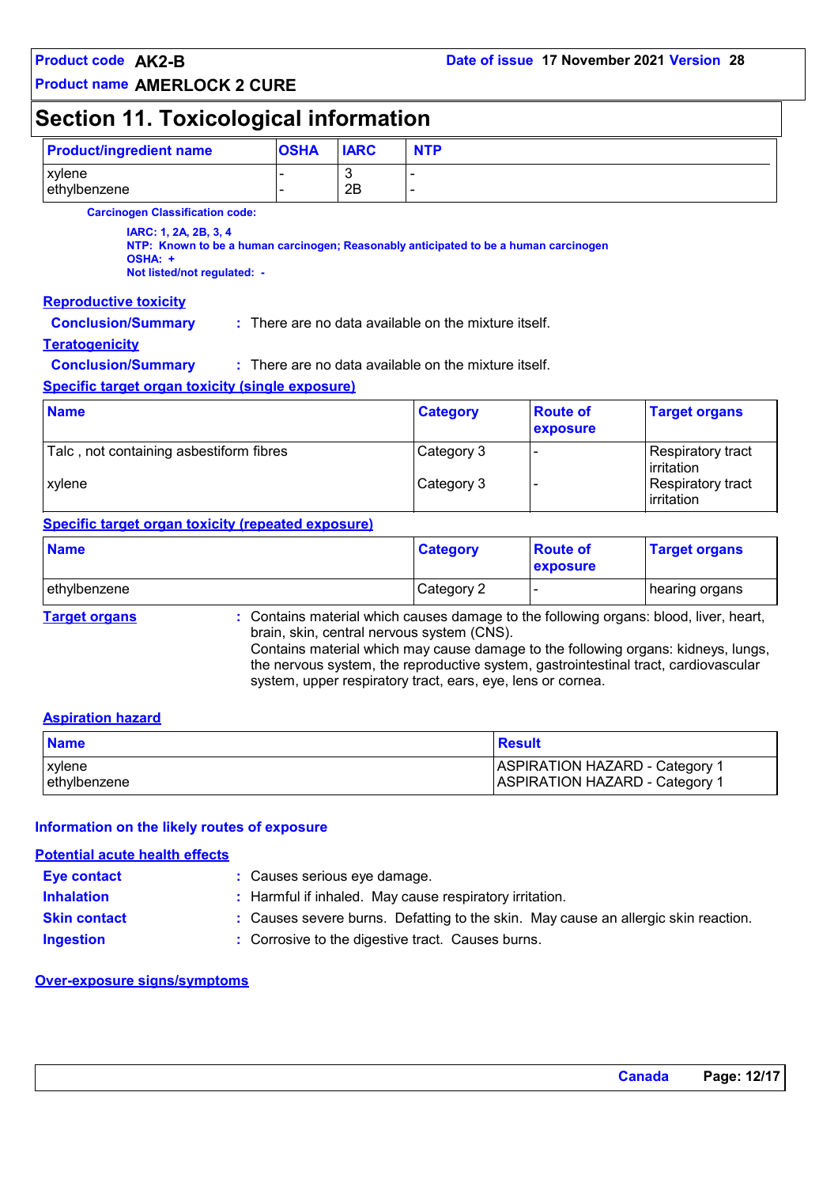## Section 11. Toxicological information

| Product/ingredient name | OSHA | IARC | NTP |
|---|---|---|---|
| xylene | - | 3 | - |
| ethylbenzene | - | 2B | - |

**Carcinogen Classification code:**

**IARC: 1, 2A, 2B, 3, 4**
**NTP: Known to be a human carcinogen; Reasonably anticipated to be a human carcinogen**
**OSHA: +**
**Not listed/not regulated: -**

**Reproductive toxicity**

**Conclusion/Summary** : There are no data available on the mixture itself.

**Teratogenicity**

**Conclusion/Summary** : There are no data available on the mixture itself.

**Specific target organ toxicity (single exposure)**

| Name | Category | Route of exposure | Target organs |
|---|---|---|---|
| Talc , not containing asbestiform fibres | Category 3 | - | Respiratory tract irritation |
| xylene | Category 3 | - | Respiratory tract irritation |

**Specific target organ toxicity (repeated exposure)**

| Name | Category | Route of exposure | Target organs |
|---|---|---|---|
| ethylbenzene | Category 2 | - | hearing organs |

**Target organs** : Contains material which causes damage to the following organs: blood, liver, heart, brain, skin, central nervous system (CNS).
Contains material which may cause damage to the following organs: kidneys, lungs, the nervous system, the reproductive system, gastrointestinal tract, cardiovascular system, upper respiratory tract, ears, eye, lens or cornea.

**Aspiration hazard**

| Name | Result |
|---|---|
| xylene | ASPIRATION HAZARD - Category 1 |
| ethylbenzene | ASPIRATION HAZARD - Category 1 |

**Information on the likely routes of exposure**

**Potential acute health effects**

**Eye contact** : Causes serious eye damage.

**Inhalation** : Harmful if inhaled. May cause respiratory irritation.

**Skin contact** : Causes severe burns. Defatting to the skin. May cause an allergic skin reaction.

**Ingestion** : Corrosive to the digestive tract. Causes burns.

**Over-exposure signs/symptoms**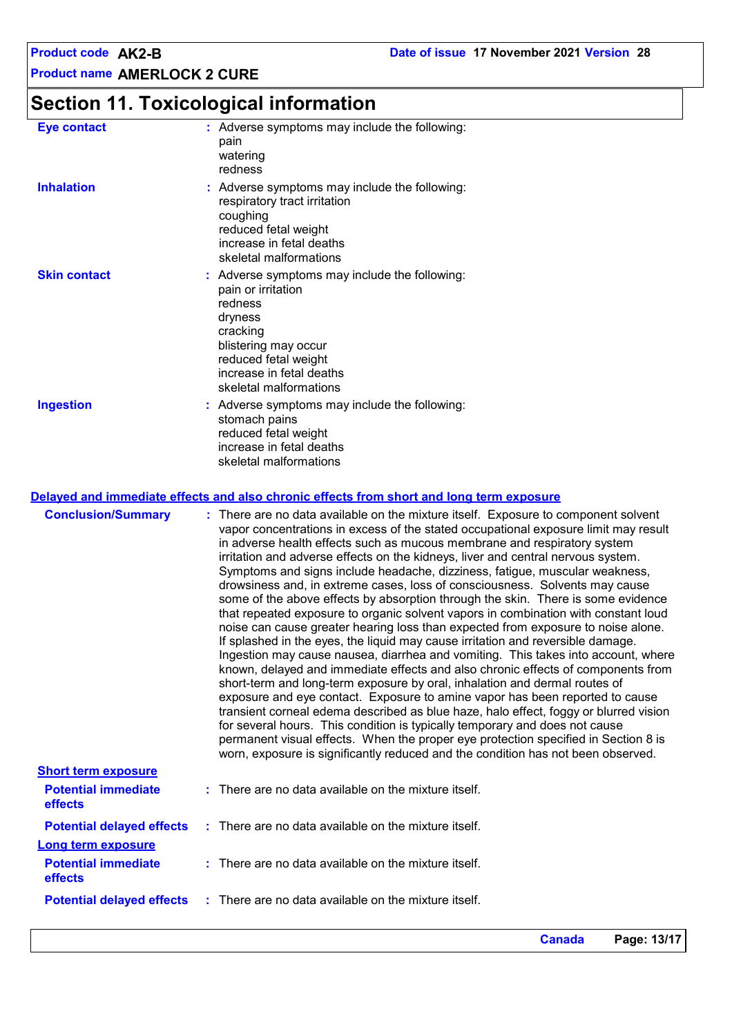# Section 11. Toxicological information

**Eye contact** : Adverse symptoms may include the following:
pain
watering
redness

**Inhalation** : Adverse symptoms may include the following:
respiratory tract irritation
coughing
reduced fetal weight
increase in fetal deaths
skeletal malformations

**Skin contact** : Adverse symptoms may include the following:
pain or irritation
redness
dryness
cracking
blistering may occur
reduced fetal weight
increase in fetal deaths
skeletal malformations

**Ingestion** : Adverse symptoms may include the following:
stomach pains
reduced fetal weight
increase in fetal deaths
skeletal malformations

## Delayed and immediate effects and also chronic effects from short and long term exposure

**Conclusion/Summary** : There are no data available on the mixture itself. Exposure to component solvent vapor concentrations in excess of the stated occupational exposure limit may result in adverse health effects such as mucous membrane and respiratory system irritation and adverse effects on the kidneys, liver and central nervous system. Symptoms and signs include headache, dizziness, fatigue, muscular weakness, drowsiness and, in extreme cases, loss of consciousness. Solvents may cause some of the above effects by absorption through the skin. There is some evidence that repeated exposure to organic solvent vapors in combination with constant loud noise can cause greater hearing loss than expected from exposure to noise alone. If splashed in the eyes, the liquid may cause irritation and reversible damage. Ingestion may cause nausea, diarrhea and vomiting. This takes into account, where known, delayed and immediate effects and also chronic effects of components from short-term and long-term exposure by oral, inhalation and dermal routes of exposure and eye contact. Exposure to amine vapor has been reported to cause transient corneal edema described as blue haze, halo effect, foggy or blurred vision for several hours. This condition is typically temporary and does not cause permanent visual effects. When the proper eye protection specified in Section 8 is worn, exposure is significantly reduced and the condition has not been observed.

### Short term exposure

**Potential immediate effects** : There are no data available on the mixture itself.

**Potential delayed effects** : There are no data available on the mixture itself.

### Long term exposure

**Potential immediate effects** : There are no data available on the mixture itself.

**Potential delayed effects** : There are no data available on the mixture itself.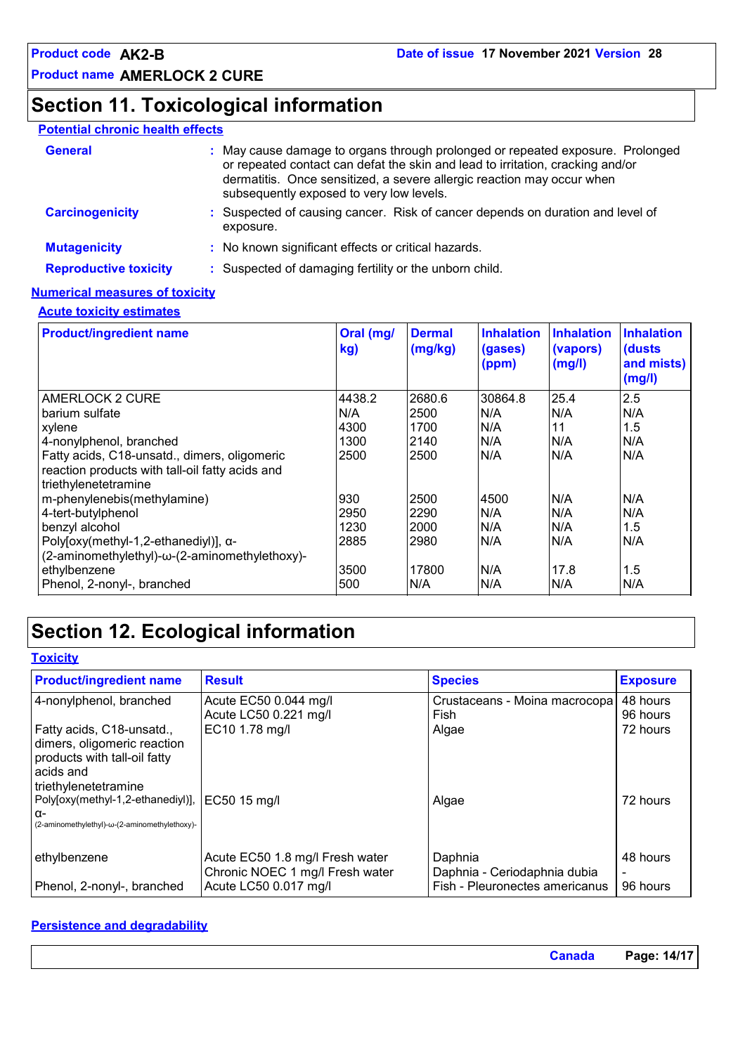# Section 11. Toxicological information

**Potential chronic health effects**

**General** : May cause damage to organs through prolonged or repeated exposure. Prolonged or repeated contact can defat the skin and lead to irritation, cracking and/or dermatitis. Once sensitized, a severe allergic reaction may occur when subsequently exposed to very low levels.

**Carcinogenicity** : Suspected of causing cancer. Risk of cancer depends on duration and level of exposure.

**Mutagenicity** : No known significant effects or critical hazards.

**Reproductive toxicity** : Suspected of damaging fertility or the unborn child.

**Numerical measures of toxicity**

**Acute toxicity estimates**

| Product/ingredient name | Oral (mg/kg) | Dermal (mg/kg) | Inhalation (gases) (ppm) | Inhalation (vapors) (mg/l) | Inhalation (dusts and mists) (mg/l) |
|---|---|---|---|---|---|
| AMERLOCK 2 CURE | 4438.2 | 2680.6 | 30864.8 | 25.4 | 2.5 |
| barium sulfate | N/A | 2500 | N/A | N/A | N/A |
| xylene | 4300 | 1700 | N/A | 11 | 1.5 |
| 4-nonylphenol, branched | 1300 | 2140 | N/A | N/A | N/A |
| Fatty acids, C18-unsatd., dimers, oligomeric reaction products with tall-oil fatty acids and triethylenetetramine | 2500 | 2500 | N/A | N/A | N/A |
| m-phenylenebis(methylamine) | 930 | 2500 | 4500 | N/A | N/A |
| 4-tert-butylphenol | 2950 | 2290 | N/A | N/A | N/A |
| benzyl alcohol | 1230 | 2000 | N/A | N/A | 1.5 |
| Poly[oxy(methyl-1,2-ethanediyl)], α-(2-aminomethylethyl)-ω-(2-aminomethylethoxy)- | 2885 | 2980 | N/A | N/A | N/A |
| ethylbenzene | 3500 | 17800 | N/A | 17.8 | 1.5 |
| Phenol, 2-nonyl-, branched | 500 | N/A | N/A | N/A | N/A |

# Section 12. Ecological information

**Toxicity**

| Product/ingredient name | Result | Species | Exposure |
|---|---|---|---|
| 4-nonylphenol, branched | Acute EC50 0.044 mg/l | Crustaceans - Moina macrocopa | 48 hours |
| | Acute LC50 0.221 mg/l | Fish | 96 hours |
| Fatty acids, C18-unsatd., dimers, oligomeric reaction products with tall-oil fatty acids and triethylenetetramine | EC10 1.78 mg/l | Algae | 72 hours |
| Poly[oxy(methyl-1,2-ethanediyl)], α-(2-aminomethylethyl)-ω-(2-aminomethylethoxy)- | EC50 15 mg/l | Algae | 72 hours |
| ethylbenzene | Acute EC50 1.8 mg/l Fresh water | Daphnia | 48 hours |
| | Chronic NOEC 1 mg/l Fresh water | Daphnia - Ceriodaphnia dubia | - |
| Phenol, 2-nonyl-, branched | Acute LC50 0.017 mg/l | Fish - Pleuronectes americanus | 96 hours |

**Persistence and degradability**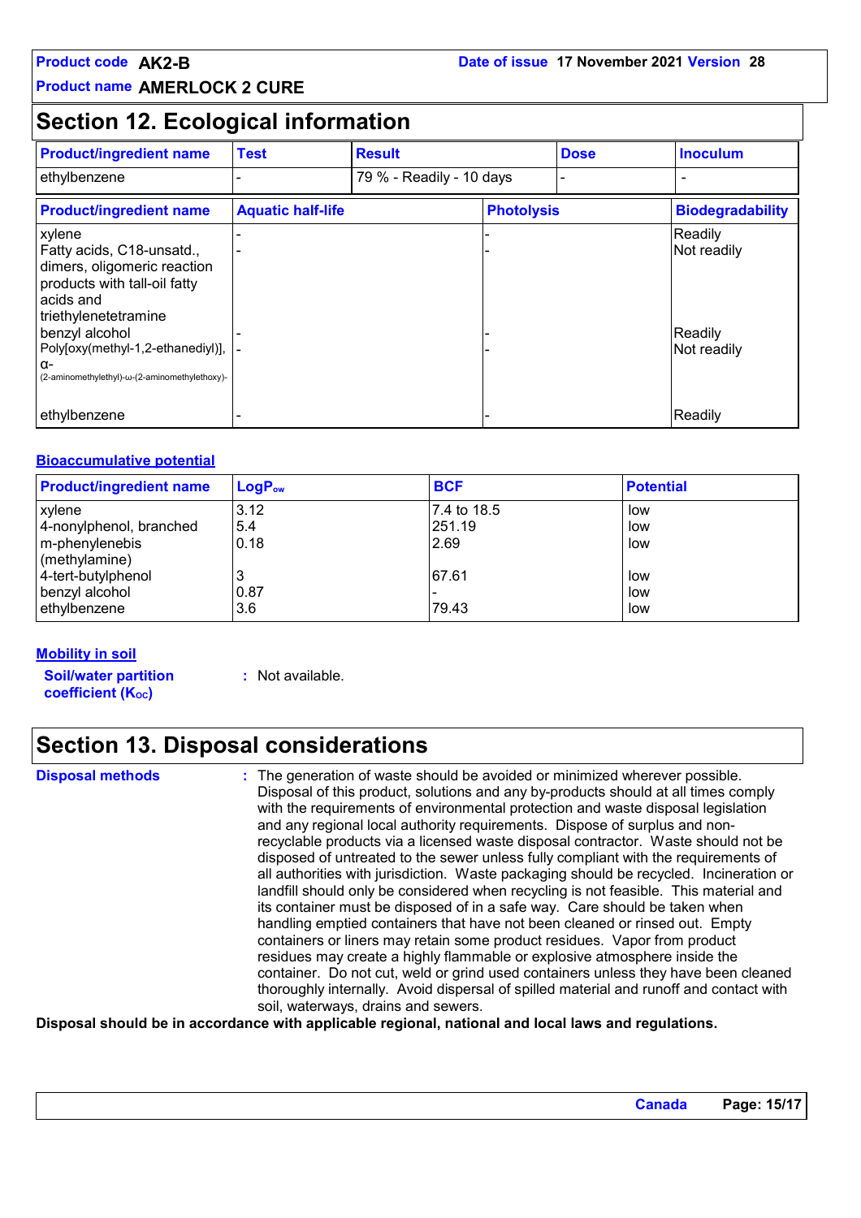# Section 12. Ecological information

| Product/ingredient name | Test | Result | Dose | Inoculum |
|---|---|---|---|---|
| ethylbenzene | - | 79 % - Readily - 10 days | - | - |

| Product/ingredient name | Aquatic half-life | Photolysis | Biodegradability |
|---|---|---|---|
| xylene | - | - | Readily |
| Fatty acids, C18-unsatd., dimers, oligomeric reaction products with tall-oil fatty acids and triethylenetetramine | - | - | Not readily |
| benzyl alcohol | - | - | Readily |
| Poly[oxy(methyl-1,2-ethanediyl)], α-(2-aminomethylethyl)-ω-(2-aminomethylethoxy)- | - | - | Not readily |
| ethylbenzene | - | - | Readily |

## Bioaccumulative potential

| Product/ingredient name | $LogP_{ow}$ | BCF | Potential |
|---|---|---|---|
| xylene | 3.12 | 7.4 to 18.5 | low |
| 4-nonylphenol, branched | 5.4 | 251.19 | low |
| m-phenylenebis (methylamine) | 0.18 | 2.69 | low |
| 4-tert-butylphenol | 3 | 67.61 | low |
| benzyl alcohol | 0.87 | - | low |
| ethylbenzene | 3.6 | 79.43 | low |

## Mobility in soil

**Soil/water partition coefficient ($K_{OC}$)** : Not available.

# Section 13. Disposal considerations

**Disposal methods** : The generation of waste should be avoided or minimized wherever possible. Disposal of this product, solutions and any by-products should at all times comply with the requirements of environmental protection and waste disposal legislation and any regional local authority requirements. Dispose of surplus and non-recyclable products via a licensed waste disposal contractor. Waste should not be disposed of untreated to the sewer unless fully compliant with the requirements of all authorities with jurisdiction. Waste packaging should be recycled. Incineration or landfill should only be considered when recycling is not feasible. This material and its container must be disposed of in a safe way. Care should be taken when handling emptied containers that have not been cleaned or rinsed out. Empty containers or liners may retain some product residues. Vapor from product residues may create a highly flammable or explosive atmosphere inside the container. Do not cut, weld or grind used containers unless they have been cleaned thoroughly internally. Avoid dispersal of spilled material and runoff and contact with soil, waterways, drains and sewers.

**Disposal should be in accordance with applicable regional, national and local laws and regulations.**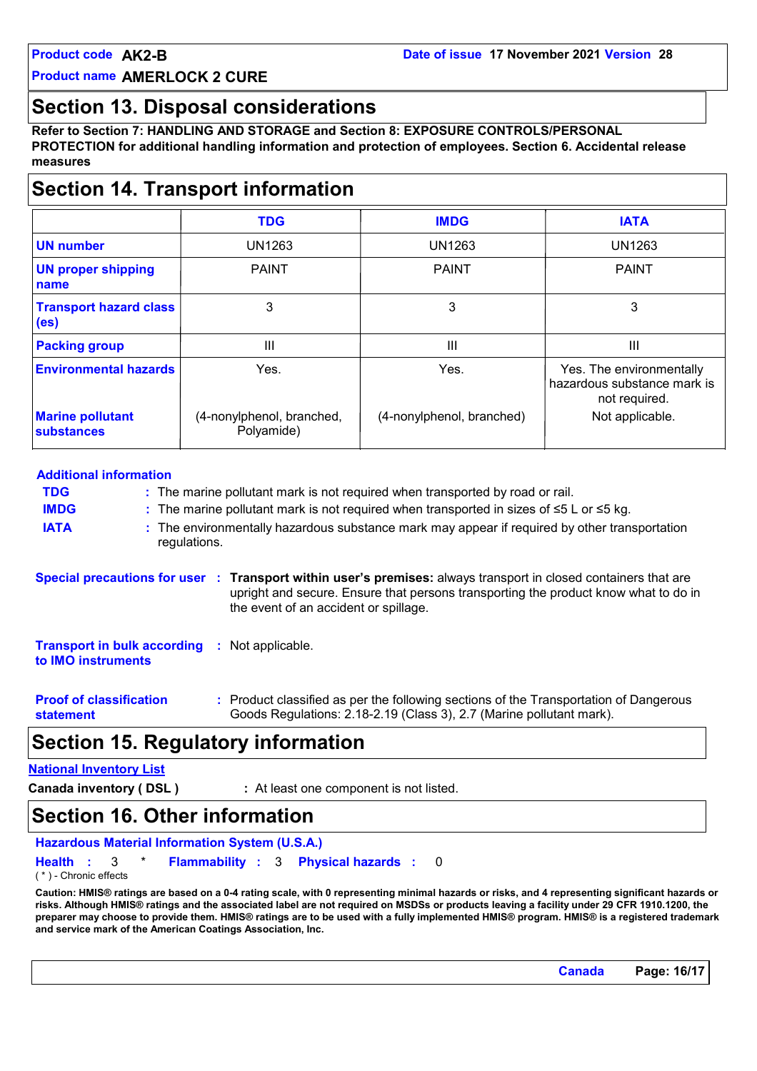## Section 13. Disposal considerations

**Refer to Section 7: HANDLING AND STORAGE and Section 8: EXPOSURE CONTROLS/PERSONAL PROTECTION for additional handling information and protection of employees. Section 6. Accidental release measures**

## Section 14. Transport information

| | TDG | IMDG | IATA |
|---|---|---|---|
| **UN number** | UN1263 | UN1263 | UN1263 |
| **UN proper shipping name** | PAINT | PAINT | PAINT |
| **Transport hazard class (es)** | 3 | 3 | 3 |
| **Packing group** | III | III | III |
| **Environmental hazards** | Yes. | Yes. | Yes. The environmentally hazardous substance mark is not required. |
| **Marine pollutant substances** | (4-nonylphenol, branched, Polyamide) | (4-nonylphenol, branched) | Not applicable. |

**Additional information**

**TDG** : The marine pollutant mark is not required when transported by road or rail.

**IMDG** : The marine pollutant mark is not required when transported in sizes of ≤5 L or ≤5 kg.

**IATA** : The environmentally hazardous substance mark may appear if required by other transportation regulations.

**Special precautions for user** : **Transport within user's premises:** always transport in closed containers that are upright and secure. Ensure that persons transporting the product know what to do in the event of an accident or spillage.

**Transport in bulk according to IMO instruments** : Not applicable.

**Proof of classification statement** : Product classified as per the following sections of the Transportation of Dangerous Goods Regulations: 2.18-2.19 (Class 3), 2.7 (Marine pollutant mark).

## Section 15. Regulatory information

**National Inventory List**

**Canada inventory ( DSL )** : At least one component is not listed.

## Section 16. Other information

**Hazardous Material Information System (U.S.A.)**

**Health** : 3 * **Flammability** : 3 **Physical hazards** : 0

( * ) - Chronic effects

**Caution: HMIS® ratings are based on a 0-4 rating scale, with 0 representing minimal hazards or risks, and 4 representing significant hazards or risks. Although HMIS® ratings and the associated label are not required on MSDSs or products leaving a facility under 29 CFR 1910.1200, the preparer may choose to provide them. HMIS® ratings are to be used with a fully implemented HMIS® program. HMIS® is a registered trademark and service mark of the American Coatings Association, Inc.**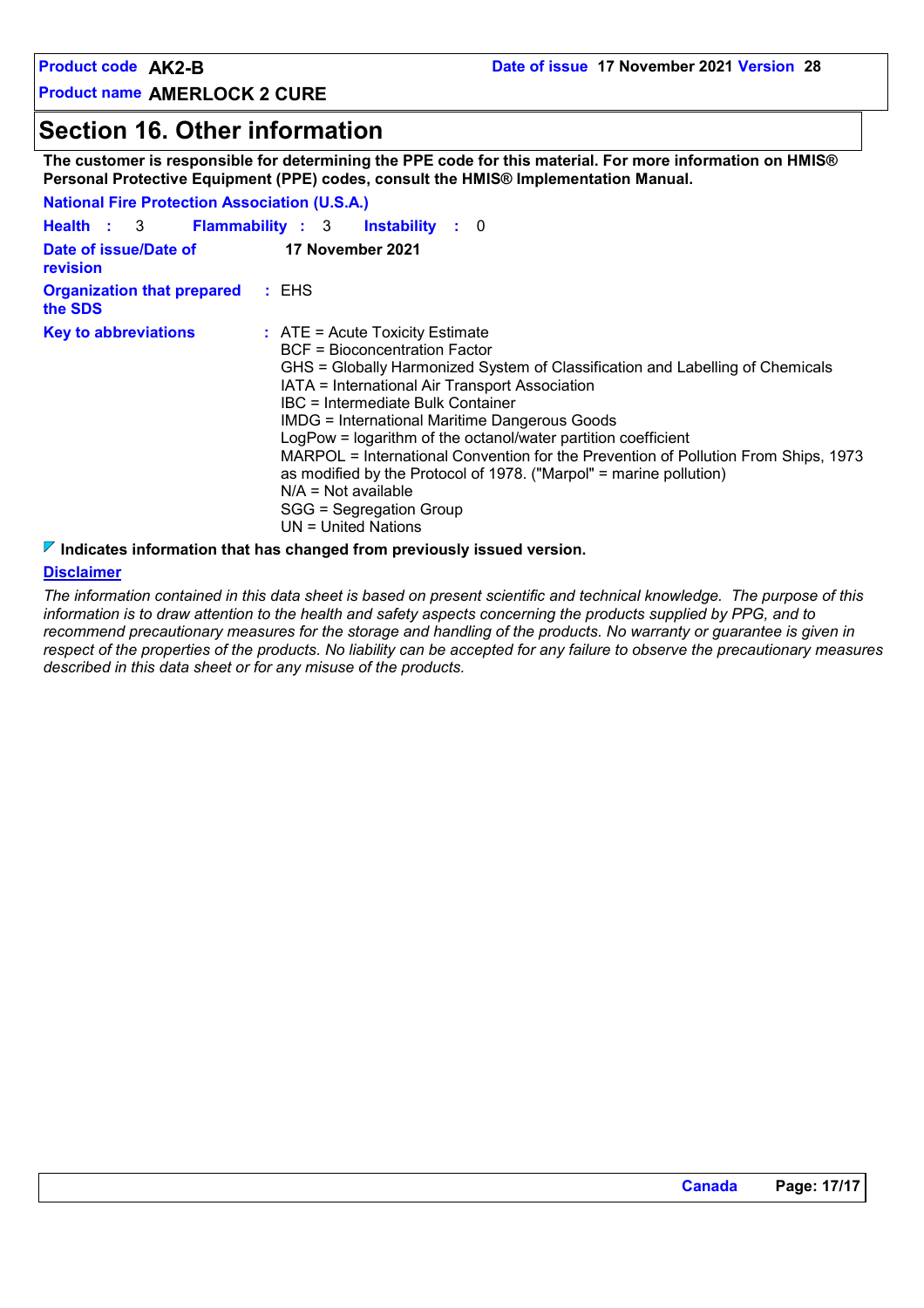## Section 16. Other information

**The customer is responsible for determining the PPE code for this material. For more information on HMIS® Personal Protective Equipment (PPE) codes, consult the HMIS® Implementation Manual.**

**National Fire Protection Association (U.S.A.)**

**Health** : 3 **Flammability** : 3 **Instability** : 0

**Date of issue/Date of revision** : **17 November 2021**

**Organization that prepared the SDS** : EHS

**Key to abbreviations** :
ATE = Acute Toxicity Estimate
BCF = Bioconcentration Factor
GHS = Globally Harmonized System of Classification and Labelling of Chemicals
IATA = International Air Transport Association
IBC = Intermediate Bulk Container
IMDG = International Maritime Dangerous Goods
LogPow = logarithm of the octanol/water partition coefficient
MARPOL = International Convention for the Prevention of Pollution From Ships, 1973 as modified by the Protocol of 1978. ("Marpol" = marine pollution)
N/A = Not available
SGG = Segregation Group
UN = United Nations

**Indicates information that has changed from previously issued version.**

**Disclaimer**

*The information contained in this data sheet is based on present scientific and technical knowledge. The purpose of this information is to draw attention to the health and safety aspects concerning the products supplied by PPG, and to recommend precautionary measures for the storage and handling of the products. No warranty or guarantee is given in respect of the properties of the products. No liability can be accepted for any failure to observe the precautionary measures described in this data sheet or for any misuse of the products.*